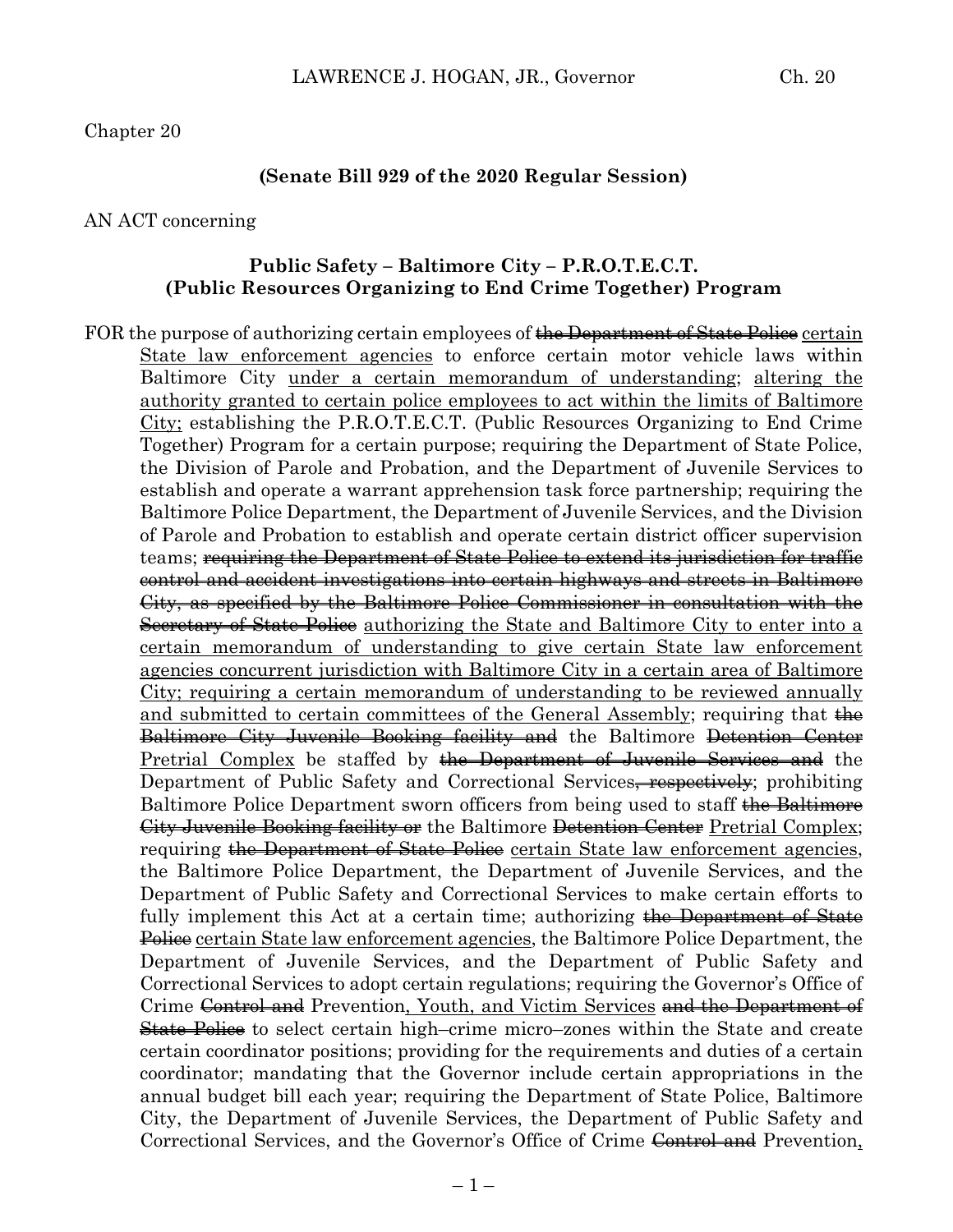Chapter 20

**(Senate Bill 929 of the 2020 Regular Session)**

AN ACT concerning

### Public Safety – Baltimore City – P.R.O.T.E.C.T. (Public Resources Organizing to End Crime Together) Program

FOR the purpose of authorizing certain employees of ~~the Department of State Police~~ <u>certain State law enforcement agencies</u> to enforce certain motor vehicle laws within Baltimore City <u>under a certain memorandum of understanding</u>; <u>altering the authority granted to certain police employees to act within the limits of Baltimore City;</u> establishing the P.R.O.T.E.C.T. (Public Resources Organizing to End Crime Together) Program for a certain purpose; requiring the Department of State Police, the Division of Parole and Probation, and the Department of Juvenile Services to establish and operate a warrant apprehension task force partnership; requiring the Baltimore Police Department, the Department of Juvenile Services, and the Division of Parole and Probation to establish and operate certain district officer supervision teams; ~~requiring the Department of State Police to extend its jurisdiction for traffic control and accident investigations into certain highways and streets in Baltimore City, as specified by the Baltimore Police Commissioner in consultation with the Secretary of State Police~~ <u>authorizing the State and Baltimore City to enter into a certain memorandum of understanding to give certain State law enforcement agencies concurrent jurisdiction with Baltimore City in a certain area of Baltimore City; requiring a certain memorandum of understanding to be reviewed annually and submitted to certain committees of the General Assembly</u>; requiring that ~~the Baltimore City Juvenile Booking facility and~~ the Baltimore ~~Detention Center~~ <u>Pretrial Complex</u> be staffed by ~~the Department of Juvenile Services and~~ the Department of Public Safety and Correctional Services~~, respectively~~; prohibiting Baltimore Police Department sworn officers from being used to staff ~~the Baltimore City Juvenile Booking facility or~~ the Baltimore ~~Detention Center~~ <u>Pretrial Complex</u>; requiring ~~the Department of State Police~~ <u>certain State law enforcement agencies</u>, the Baltimore Police Department, the Department of Juvenile Services, and the Department of Public Safety and Correctional Services to make certain efforts to fully implement this Act at a certain time; authorizing ~~the Department of State Police~~ <u>certain State law enforcement agencies</u>, the Baltimore Police Department, the Department of Juvenile Services, and the Department of Public Safety and Correctional Services to adopt certain regulations; requiring the Governor's Office of Crime ~~Control and~~ Prevention<u>, Youth, and Victim Services</u> ~~and the Department of State Police~~ to select certain high–crime micro–zones within the State and create certain coordinator positions; providing for the requirements and duties of a certain coordinator; mandating that the Governor include certain appropriations in the annual budget bill each year; requiring the Department of State Police, Baltimore City, the Department of Juvenile Services, the Department of Public Safety and Correctional Services, and the Governor's Office of Crime ~~Control and~~ Prevention<u>,</u>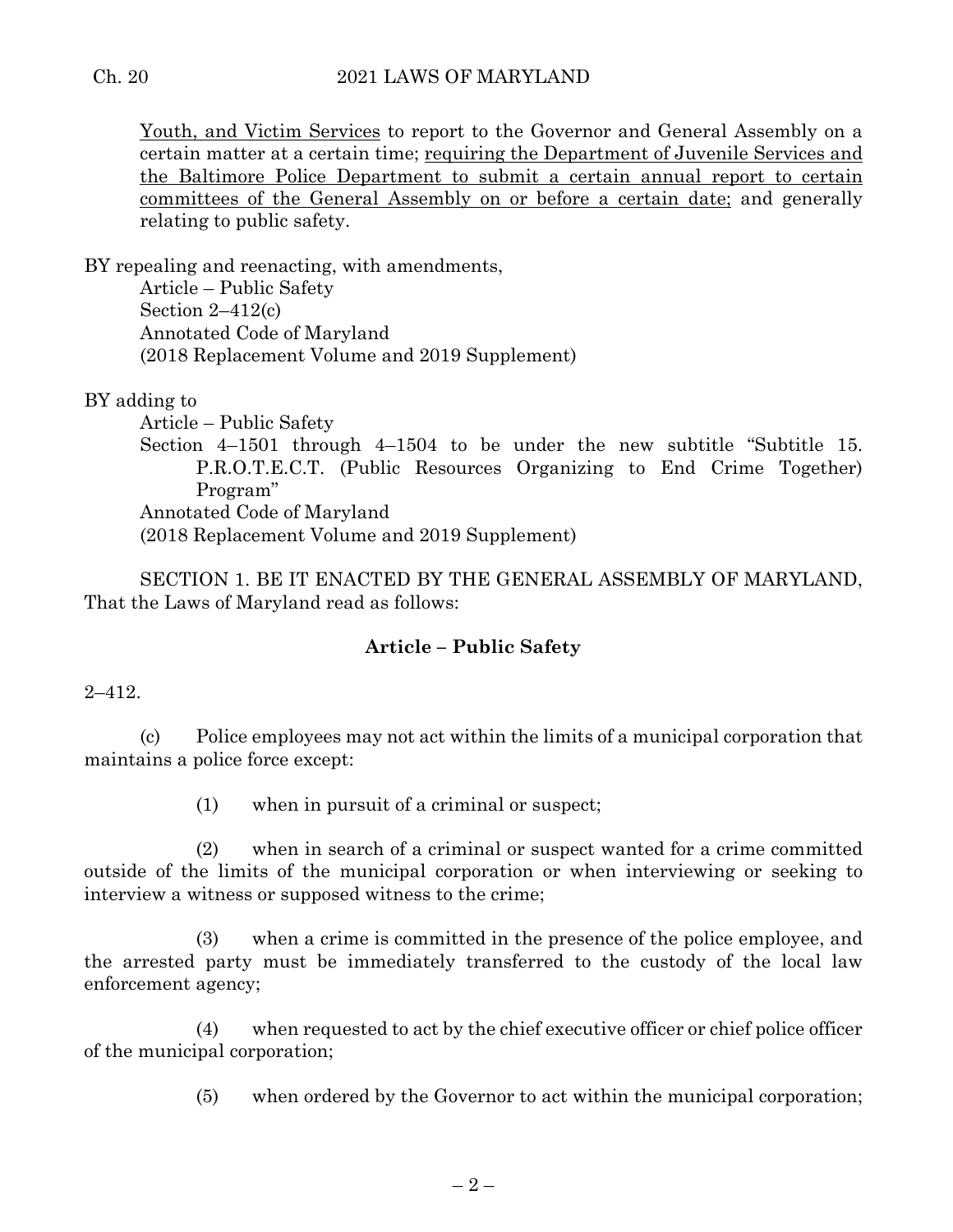Youth, and Victim Services to report to the Governor and General Assembly on a certain matter at a certain time; requiring the Department of Juvenile Services and the Baltimore Police Department to submit a certain annual report to certain committees of the General Assembly on or before a certain date; and generally relating to public safety.

BY repealing and reenacting, with amendments,
Article – Public Safety
Section 2–412(c)
Annotated Code of Maryland
(2018 Replacement Volume and 2019 Supplement)

BY adding to
Article – Public Safety
Section 4–1501 through 4–1504 to be under the new subtitle "Subtitle 15. P.R.O.T.E.C.T. (Public Resources Organizing to End Crime Together) Program"
Annotated Code of Maryland
(2018 Replacement Volume and 2019 Supplement)

SECTION 1. BE IT ENACTED BY THE GENERAL ASSEMBLY OF MARYLAND, That the Laws of Maryland read as follows:

**Article – Public Safety**

2–412.

(c) Police employees may not act within the limits of a municipal corporation that maintains a police force except:

(1) when in pursuit of a criminal or suspect;

(2) when in search of a criminal or suspect wanted for a crime committed outside of the limits of the municipal corporation or when interviewing or seeking to interview a witness or supposed witness to the crime;

(3) when a crime is committed in the presence of the police employee, and the arrested party must be immediately transferred to the custody of the local law enforcement agency;

(4) when requested to act by the chief executive officer or chief police officer of the municipal corporation;

(5) when ordered by the Governor to act within the municipal corporation;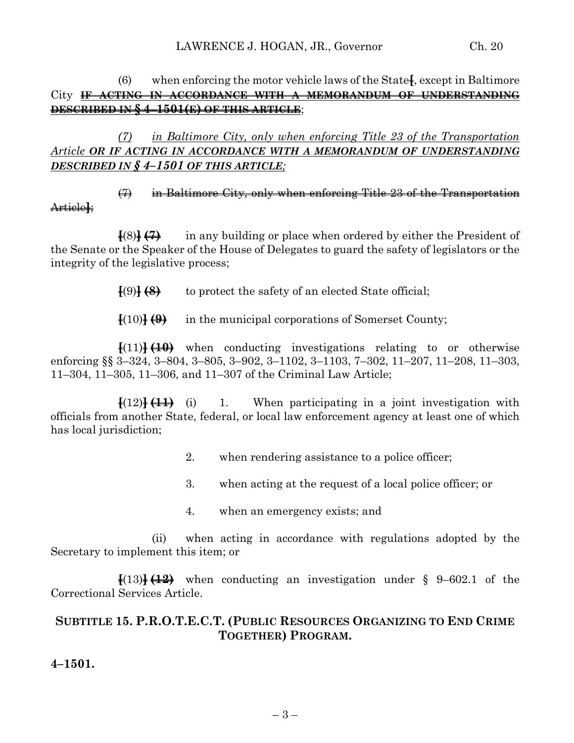(6) when enforcing the motor vehicle laws of the State[, except in Baltimore City ~~**IF ACTING IN ACCORDANCE WITH A MEMORANDUM OF UNDERSTANDING DESCRIBED IN § 4–1501(E) OF THIS ARTICLE**~~;

*(7) in Baltimore City, only when enforcing Title 23 of the Transportation Article* ***OR IF ACTING IN ACCORDANCE WITH A MEMORANDUM OF UNDERSTANDING DESCRIBED IN § 4–1501 OF THIS ARTICLE;***

~~(7) in Baltimore City, only when enforcing Title 23 of the Transportation Article]~~;

[(8)] ~~**(7)**~~ in any building or place when ordered by either the President of the Senate or the Speaker of the House of Delegates to guard the safety of legislators or the integrity of the legislative process;

[(9)] ~~**(8)**~~ to protect the safety of an elected State official;

[(10)] ~~**(9)**~~ in the municipal corporations of Somerset County;

[(11)] ~~**(10)**~~ when conducting investigations relating to or otherwise enforcing §§ 3–324, 3–804, 3–805, 3–902, 3–1102, 3–1103, 7–302, 11–207, 11–208, 11–303, 11–304, 11–305, 11–306, and 11–307 of the Criminal Law Article;

[(12)] ~~**(11)**~~ (i) 1. When participating in a joint investigation with officials from another State, federal, or local law enforcement agency at least one of which has local jurisdiction;

2. when rendering assistance to a police officer;

3. when acting at the request of a local police officer; or

4. when an emergency exists; and

(ii) when acting in accordance with regulations adopted by the Secretary to implement this item; or

[(13)] ~~**(12)**~~ when conducting an investigation under § 9–602.1 of the Correctional Services Article.

## SUBTITLE 15. P.R.O.T.E.C.T. (PUBLIC RESOURCES ORGANIZING TO END CRIME TOGETHER) PROGRAM.

**4–1501.**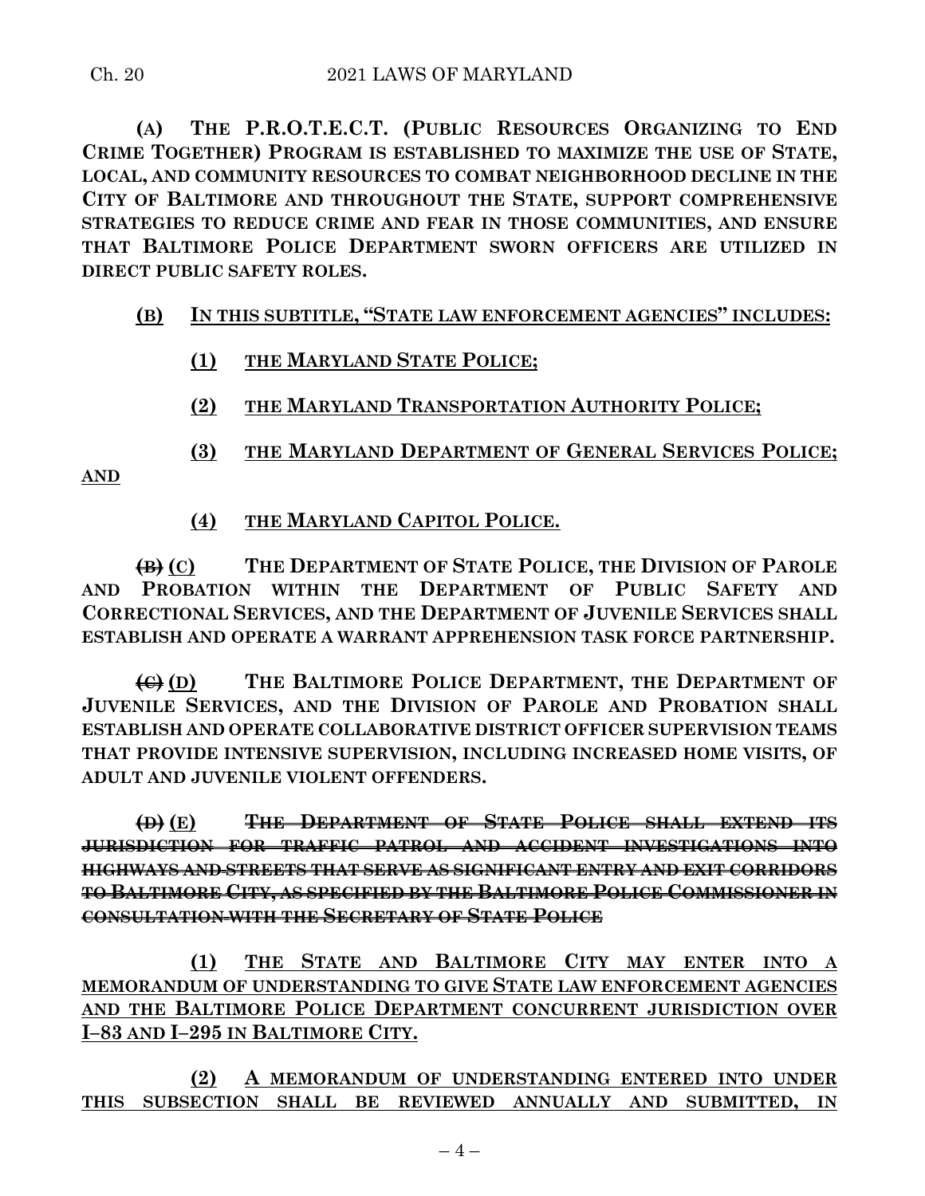**(A) THE P.R.O.T.E.C.T. (PUBLIC RESOURCES ORGANIZING TO END CRIME TOGETHER) PROGRAM IS ESTABLISHED TO MAXIMIZE THE USE OF STATE, LOCAL, AND COMMUNITY RESOURCES TO COMBAT NEIGHBORHOOD DECLINE IN THE CITY OF BALTIMORE AND THROUGHOUT THE STATE, SUPPORT COMPREHENSIVE STRATEGIES TO REDUCE CRIME AND FEAR IN THOSE COMMUNITIES, AND ENSURE THAT BALTIMORE POLICE DEPARTMENT SWORN OFFICERS ARE UTILIZED IN DIRECT PUBLIC SAFETY ROLES.**

<u>**(B) IN THIS SUBTITLE, "STATE LAW ENFORCEMENT AGENCIES" INCLUDES:**</u>

<u>**(1) THE MARYLAND STATE POLICE;**</u>

<u>**(2) THE MARYLAND TRANSPORTATION AUTHORITY POLICE;**</u>

<u>**(3) THE MARYLAND DEPARTMENT OF GENERAL SERVICES POLICE; AND**</u>

<u>**(4) THE MARYLAND CAPITOL POLICE.**</u>

**~~(B)~~ <u>(C)</u> THE DEPARTMENT OF STATE POLICE, THE DIVISION OF PAROLE AND PROBATION WITHIN THE DEPARTMENT OF PUBLIC SAFETY AND CORRECTIONAL SERVICES, AND THE DEPARTMENT OF JUVENILE SERVICES SHALL ESTABLISH AND OPERATE A WARRANT APPREHENSION TASK FORCE PARTNERSHIP.**

**~~(C)~~ <u>(D)</u> THE BALTIMORE POLICE DEPARTMENT, THE DEPARTMENT OF JUVENILE SERVICES, AND THE DIVISION OF PAROLE AND PROBATION SHALL ESTABLISH AND OPERATE COLLABORATIVE DISTRICT OFFICER SUPERVISION TEAMS THAT PROVIDE INTENSIVE SUPERVISION, INCLUDING INCREASED HOME VISITS, OF ADULT AND JUVENILE VIOLENT OFFENDERS.**

**~~(D)~~ <u>(E)</u> ~~THE DEPARTMENT OF STATE POLICE SHALL EXTEND ITS JURISDICTION FOR TRAFFIC PATROL AND ACCIDENT INVESTIGATIONS INTO HIGHWAYS AND STREETS THAT SERVE AS SIGNIFICANT ENTRY AND EXIT CORRIDORS TO BALTIMORE CITY, AS SPECIFIED BY THE BALTIMORE POLICE COMMISSIONER IN CONSULTATION WITH THE SECRETARY OF STATE POLICE~~**

<u>**(1) THE STATE AND BALTIMORE CITY MAY ENTER INTO A MEMORANDUM OF UNDERSTANDING TO GIVE STATE LAW ENFORCEMENT AGENCIES AND THE BALTIMORE POLICE DEPARTMENT CONCURRENT JURISDICTION OVER I–83 AND I–295 IN BALTIMORE CITY.**</u>

<u>**(2) A MEMORANDUM OF UNDERSTANDING ENTERED INTO UNDER THIS SUBSECTION SHALL BE REVIEWED ANNUALLY AND SUBMITTED, IN**</u>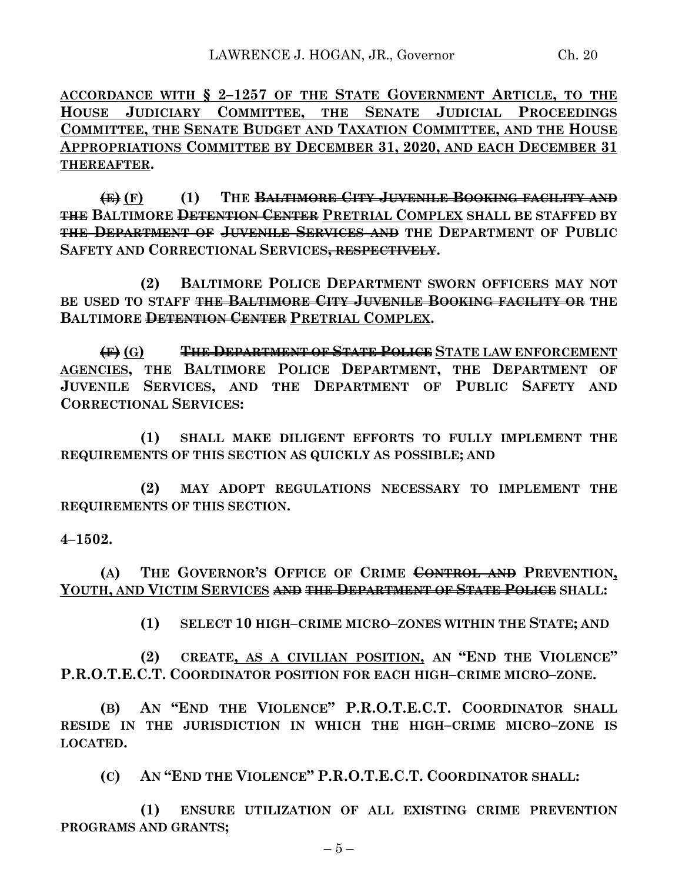**ACCORDANCE WITH § 2–1257 OF THE STATE GOVERNMENT ARTICLE, TO THE HOUSE JUDICIARY COMMITTEE, THE SENATE JUDICIAL PROCEEDINGS COMMITTEE, THE SENATE BUDGET AND TAXATION COMMITTEE, AND THE HOUSE APPROPRIATIONS COMMITTEE BY DECEMBER 31, 2020, AND EACH DECEMBER 31 THEREAFTER.**

**~~(E)~~ (F) (1) THE ~~BALTIMORE CITY JUVENILE BOOKING FACILITY AND THE~~ BALTIMORE ~~DETENTION CENTER~~ PRETRIAL COMPLEX SHALL BE STAFFED BY ~~THE DEPARTMENT OF JUVENILE SERVICES AND~~ THE DEPARTMENT OF PUBLIC SAFETY AND CORRECTIONAL SERVICES~~, RESPECTIVELY~~.**

**(2) BALTIMORE POLICE DEPARTMENT SWORN OFFICERS MAY NOT BE USED TO STAFF ~~THE BALTIMORE CITY JUVENILE BOOKING FACILITY OR~~ THE BALTIMORE ~~DETENTION CENTER~~ PRETRIAL COMPLEX.**

**~~(F)~~ (G) ~~THE DEPARTMENT OF STATE POLICE~~ STATE LAW ENFORCEMENT AGENCIES, THE BALTIMORE POLICE DEPARTMENT, THE DEPARTMENT OF JUVENILE SERVICES, AND THE DEPARTMENT OF PUBLIC SAFETY AND CORRECTIONAL SERVICES:**

**(1) SHALL MAKE DILIGENT EFFORTS TO FULLY IMPLEMENT THE REQUIREMENTS OF THIS SECTION AS QUICKLY AS POSSIBLE; AND**

**(2) MAY ADOPT REGULATIONS NECESSARY TO IMPLEMENT THE REQUIREMENTS OF THIS SECTION.**

**4–1502.**

**(A) THE GOVERNOR'S OFFICE OF CRIME ~~CONTROL AND~~ PREVENTION, YOUTH, AND VICTIM SERVICES ~~AND THE DEPARTMENT OF STATE POLICE~~ SHALL:**

**(1) SELECT 10 HIGH–CRIME MICRO–ZONES WITHIN THE STATE; AND**

**(2) CREATE, AS A CIVILIAN POSITION, AN "END THE VIOLENCE" P.R.O.T.E.C.T. COORDINATOR POSITION FOR EACH HIGH–CRIME MICRO–ZONE.**

**(B) AN "END THE VIOLENCE" P.R.O.T.E.C.T. COORDINATOR SHALL RESIDE IN THE JURISDICTION IN WHICH THE HIGH–CRIME MICRO–ZONE IS LOCATED.**

**(C) AN "END THE VIOLENCE" P.R.O.T.E.C.T. COORDINATOR SHALL:**

**(1) ENSURE UTILIZATION OF ALL EXISTING CRIME PREVENTION PROGRAMS AND GRANTS;**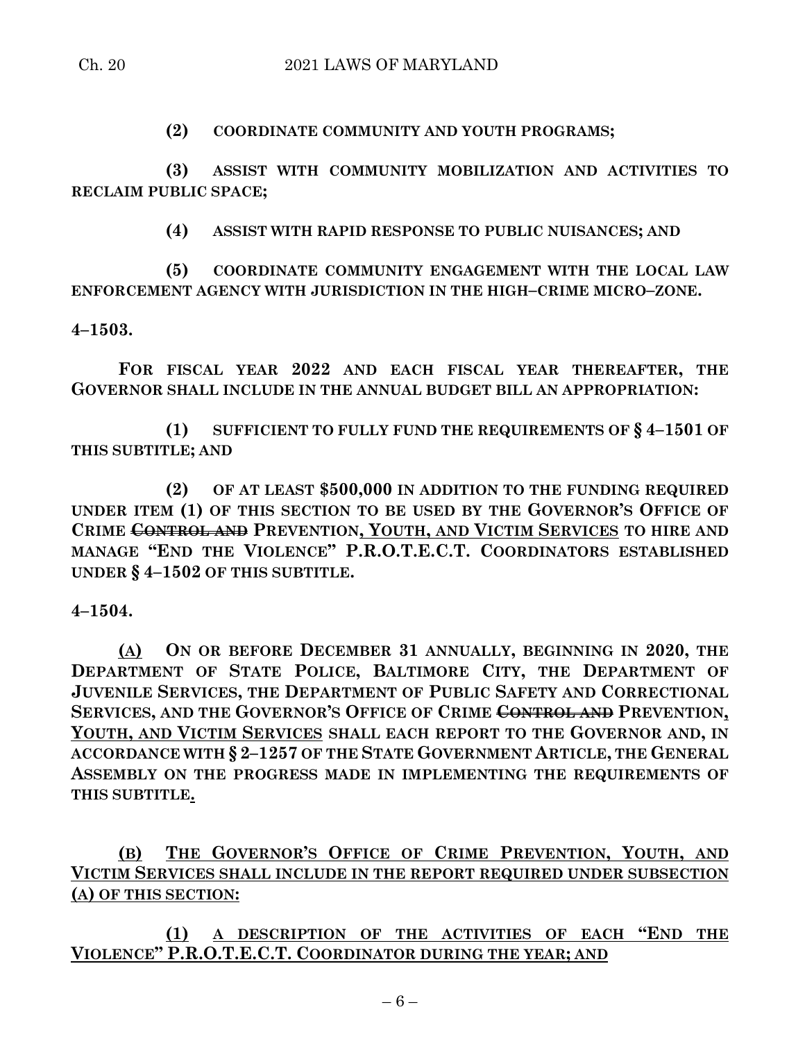**(2) COORDINATE COMMUNITY AND YOUTH PROGRAMS;**

**(3) ASSIST WITH COMMUNITY MOBILIZATION AND ACTIVITIES TO RECLAIM PUBLIC SPACE;**

**(4) ASSIST WITH RAPID RESPONSE TO PUBLIC NUISANCES; AND**

**(5) COORDINATE COMMUNITY ENGAGEMENT WITH THE LOCAL LAW ENFORCEMENT AGENCY WITH JURISDICTION IN THE HIGH–CRIME MICRO–ZONE.**

**4–1503.**

**FOR FISCAL YEAR 2022 AND EACH FISCAL YEAR THEREAFTER, THE GOVERNOR SHALL INCLUDE IN THE ANNUAL BUDGET BILL AN APPROPRIATION:**

**(1) SUFFICIENT TO FULLY FUND THE REQUIREMENTS OF § 4–1501 OF THIS SUBTITLE; AND**

**(2) OF AT LEAST $500,000 IN ADDITION TO THE FUNDING REQUIRED UNDER ITEM (1) OF THIS SECTION TO BE USED BY THE GOVERNOR'S OFFICE OF CRIME ~~CONTROL AND~~ PREVENTION, YOUTH, AND VICTIM SERVICES TO HIRE AND MANAGE "END THE VIOLENCE" P.R.O.T.E.C.T. COORDINATORS ESTABLISHED UNDER § 4–1502 OF THIS SUBTITLE.**

**4–1504.**

**(A) ON OR BEFORE DECEMBER 31 ANNUALLY, BEGINNING IN 2020, THE DEPARTMENT OF STATE POLICE, BALTIMORE CITY, THE DEPARTMENT OF JUVENILE SERVICES, THE DEPARTMENT OF PUBLIC SAFETY AND CORRECTIONAL SERVICES, AND THE GOVERNOR'S OFFICE OF CRIME ~~CONTROL AND~~ PREVENTION, YOUTH, AND VICTIM SERVICES SHALL EACH REPORT TO THE GOVERNOR AND, IN ACCORDANCE WITH § 2–1257 OF THE STATE GOVERNMENT ARTICLE, THE GENERAL ASSEMBLY ON THE PROGRESS MADE IN IMPLEMENTING THE REQUIREMENTS OF THIS SUBTITLE.**

**(B) THE GOVERNOR'S OFFICE OF CRIME PREVENTION, YOUTH, AND VICTIM SERVICES SHALL INCLUDE IN THE REPORT REQUIRED UNDER SUBSECTION (A) OF THIS SECTION:**

**(1) A DESCRIPTION OF THE ACTIVITIES OF EACH "END THE VIOLENCE" P.R.O.T.E.C.T. COORDINATOR DURING THE YEAR; AND**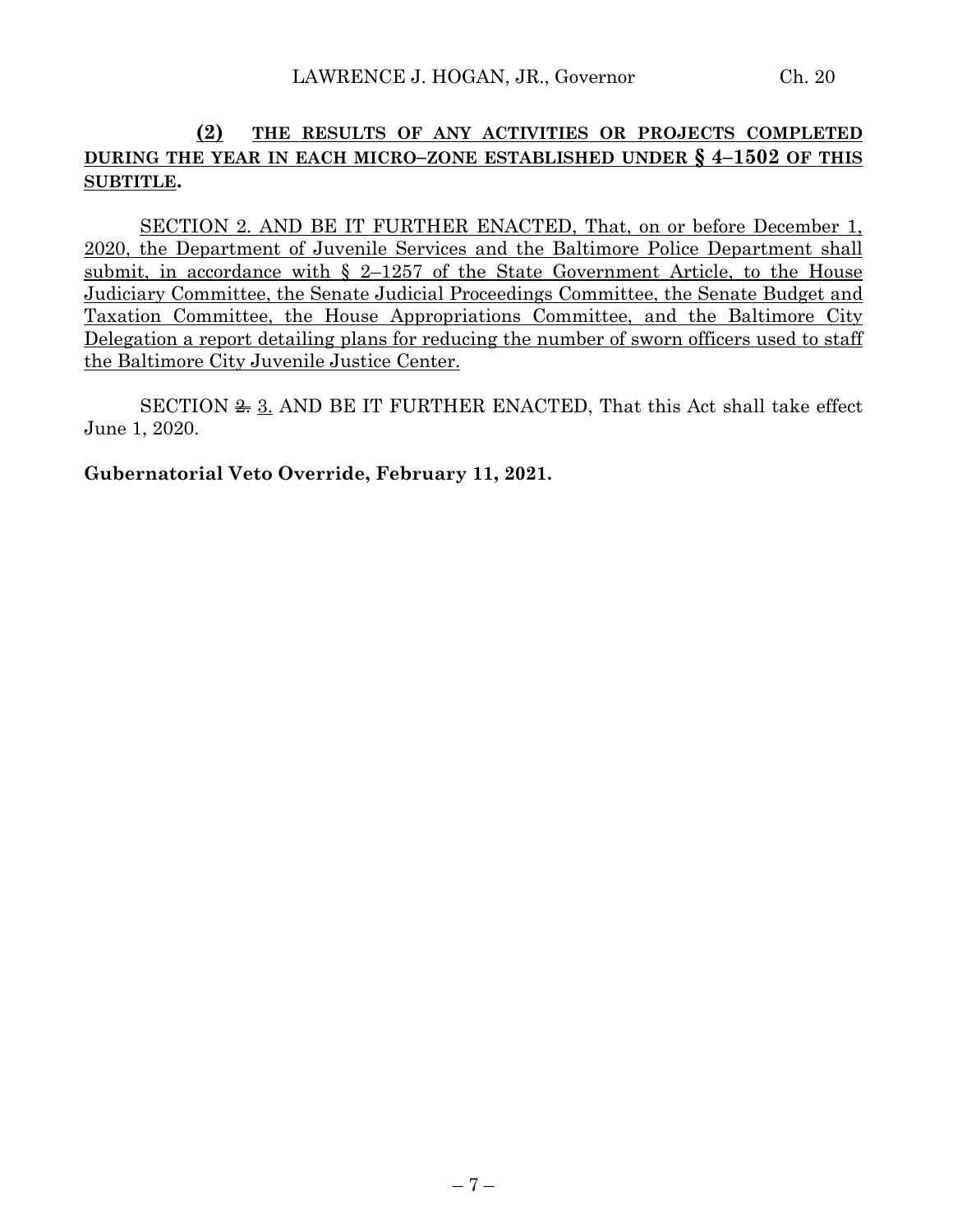**(2) THE RESULTS OF ANY ACTIVITIES OR PROJECTS COMPLETED DURING THE YEAR IN EACH MICRO–ZONE ESTABLISHED UNDER § 4–1502 OF THIS SUBTITLE.**

SECTION 2. AND BE IT FURTHER ENACTED, That, on or before December 1, 2020, the Department of Juvenile Services and the Baltimore Police Department shall submit, in accordance with § 2–1257 of the State Government Article, to the House Judiciary Committee, the Senate Judicial Proceedings Committee, the Senate Budget and Taxation Committee, the House Appropriations Committee, and the Baltimore City Delegation a report detailing plans for reducing the number of sworn officers used to staff the Baltimore City Juvenile Justice Center.

SECTION ~~2.~~ 3. AND BE IT FURTHER ENACTED, That this Act shall take effect June 1, 2020.

**Gubernatorial Veto Override, February 11, 2021.**